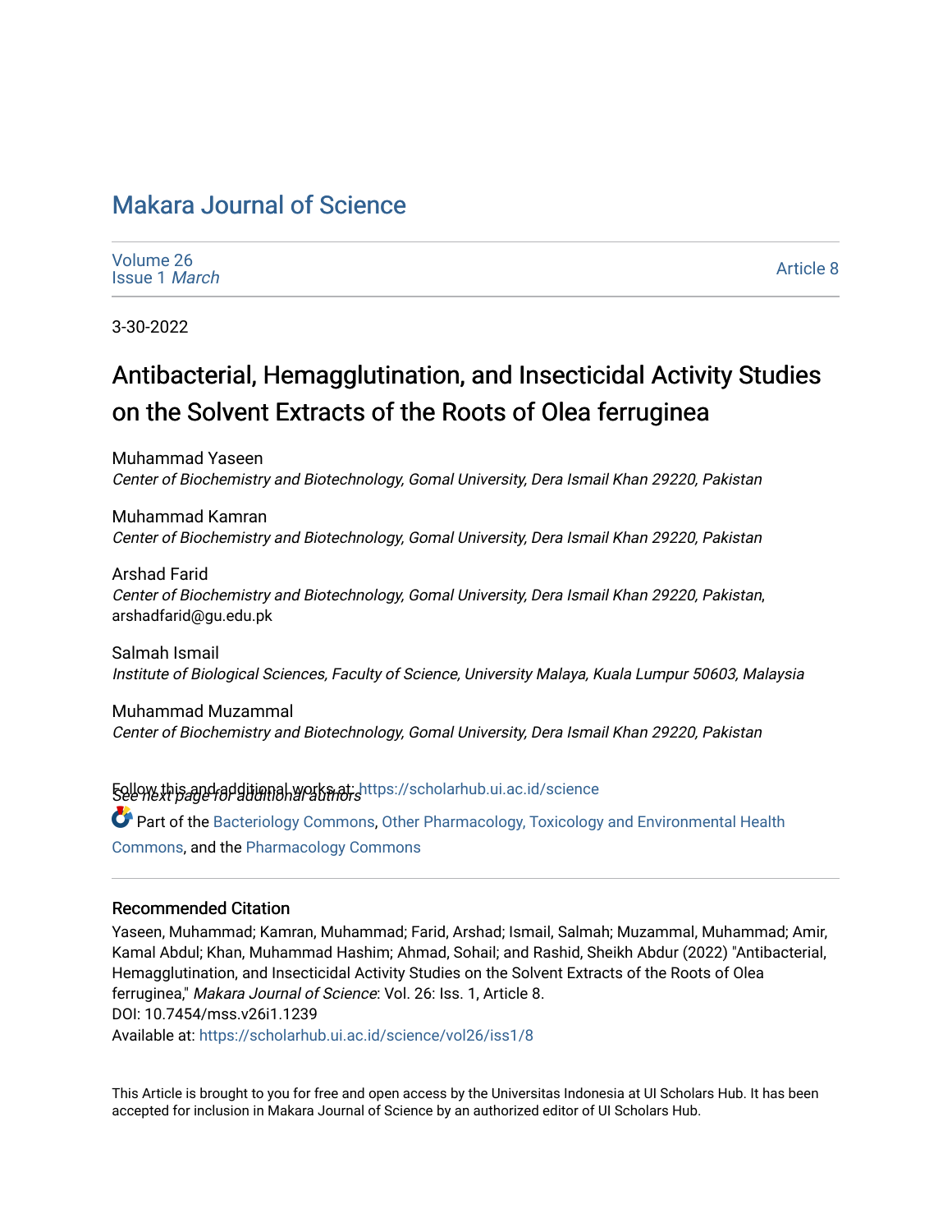# Makara Journal of Science

Volume 26
Issue 1 *March*

Article 8

3-30-2022

## Antibacterial, Hemagglutination, and Insecticidal Activity Studies on the Solvent Extracts of the Roots of Olea ferruginea

Muhammad Yaseen
*Center of Biochemistry and Biotechnology, Gomal University, Dera Ismail Khan 29220, Pakistan*

Muhammad Kamran
*Center of Biochemistry and Biotechnology, Gomal University, Dera Ismail Khan 29220, Pakistan*

Arshad Farid
*Center of Biochemistry and Biotechnology, Gomal University, Dera Ismail Khan 29220, Pakistan*, arshadfarid@gu.edu.pk

Salmah Ismail
*Institute of Biological Sciences, Faculty of Science, University Malaya, Kuala Lumpur 50603, Malaysia*

Muhammad Muzammal
*Center of Biochemistry and Biotechnology, Gomal University, Dera Ismail Khan 29220, Pakistan*

*See next page for additional authors*

Follow this and additional works at: https://scholarhub.ui.ac.id/science

Part of the Bacteriology Commons, Other Pharmacology, Toxicology and Environmental Health Commons, and the Pharmacology Commons

### Recommended Citation

Yaseen, Muhammad; Kamran, Muhammad; Farid, Arshad; Ismail, Salmah; Muzammal, Muhammad; Amir, Kamal Abdul; Khan, Muhammad Hashim; Ahmad, Sohail; and Rashid, Sheikh Abdur (2022) "Antibacterial, Hemagglutination, and Insecticidal Activity Studies on the Solvent Extracts of the Roots of Olea ferruginea," *Makara Journal of Science*: Vol. 26: Iss. 1, Article 8.
DOI: 10.7454/mss.v26i1.1239
Available at: https://scholarhub.ui.ac.id/science/vol26/iss1/8

This Article is brought to you for free and open access by the Universitas Indonesia at UI Scholars Hub. It has been accepted for inclusion in Makara Journal of Science by an authorized editor of UI Scholars Hub.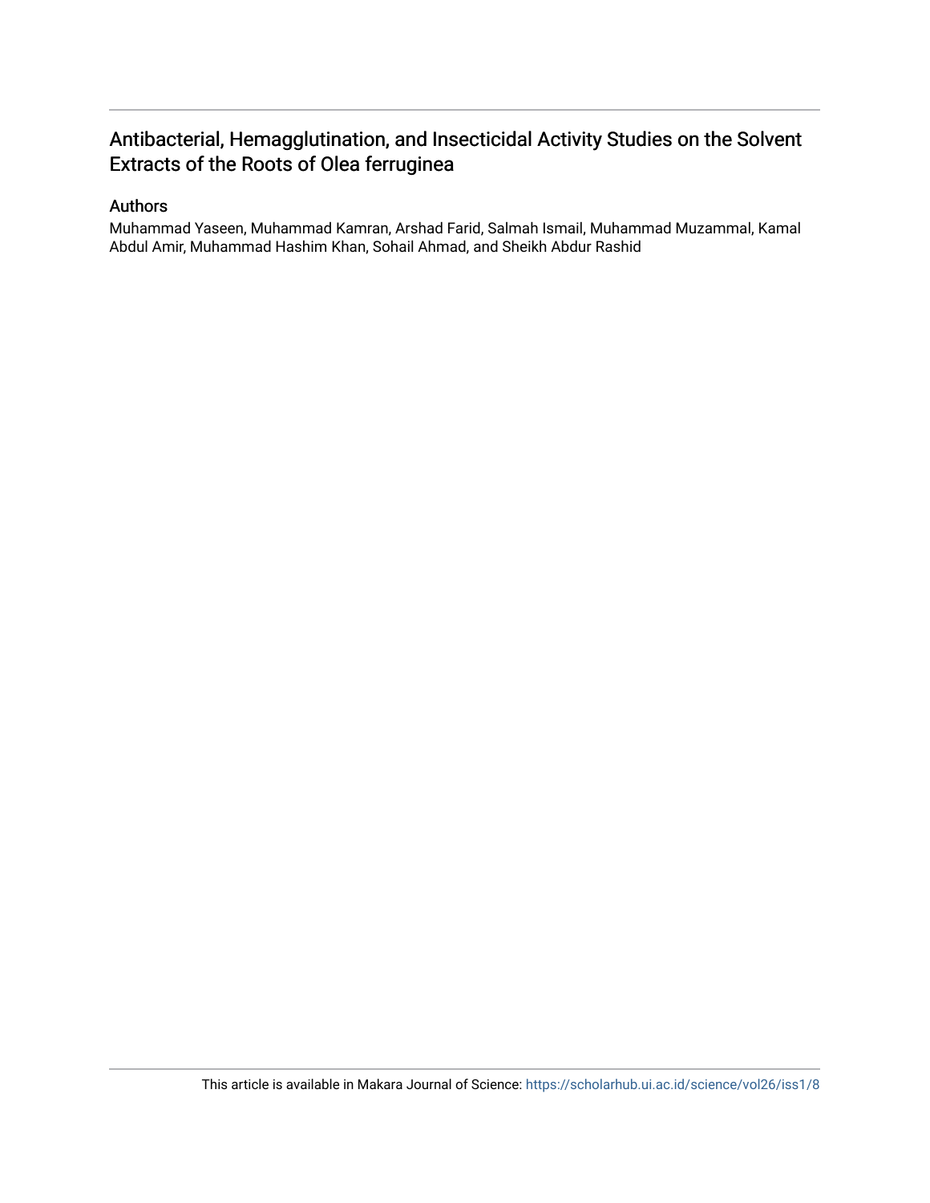## Antibacterial, Hemagglutination, and Insecticidal Activity Studies on the Solvent Extracts of the Roots of Olea ferruginea

### Authors

Muhammad Yaseen, Muhammad Kamran, Arshad Farid, Salmah Ismail, Muhammad Muzammal, Kamal Abdul Amir, Muhammad Hashim Khan, Sohail Ahmad, and Sheikh Abdur Rashid

This article is available in Makara Journal of Science: https://scholarhub.ui.ac.id/science/vol26/iss1/8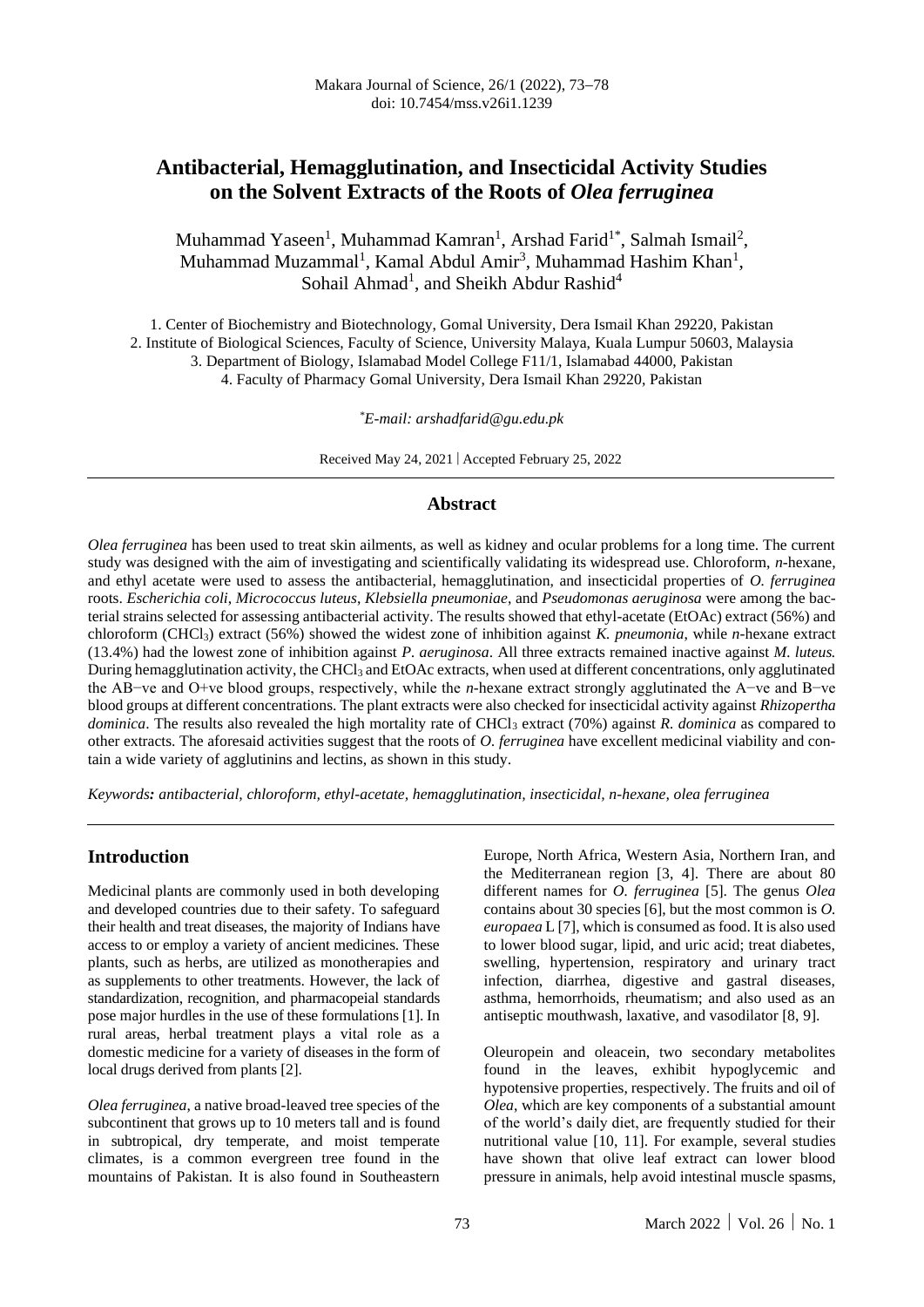# Antibacterial, Hemagglutination, and Insecticidal Activity Studies on the Solvent Extracts of the Roots of *Olea ferruginea*

Muhammad Yaseen[1], Muhammad Kamran[1], Arshad Farid[1*], Salmah Ismail[2], Muhammad Muzammal[1], Kamal Abdul Amir[3], Muhammad Hashim Khan[1], Sohail Ahmad[1], and Sheikh Abdur Rashid[4]

1. Center of Biochemistry and Biotechnology, Gomal University, Dera Ismail Khan 29220, Pakistan
2. Institute of Biological Sciences, Faculty of Science, University Malaya, Kuala Lumpur 50603, Malaysia
3. Department of Biology, Islamabad Model College F11/1, Islamabad 44000, Pakistan
4. Faculty of Pharmacy Gomal University, Dera Ismail Khan 29220, Pakistan

*E-mail: arshadfarid@gu.edu.pk*

Received May 24, 2021 | Accepted February 25, 2022

## Abstract

*Olea ferruginea* has been used to treat skin ailments, as well as kidney and ocular problems for a long time. The current study was designed with the aim of investigating and scientifically validating its widespread use. Chloroform, *n*-hexane, and ethyl acetate were used to assess the antibacterial, hemagglutination, and insecticidal properties of *O. ferruginea* roots. *Escherichia coli*, *Micrococcus luteus*, *Klebsiella pneumoniae*, and *Pseudomonas aeruginosa* were among the bacterial strains selected for assessing antibacterial activity. The results showed that ethyl-acetate (EtOAc) extract (56%) and chloroform ($CHCl_3$) extract (56%) showed the widest zone of inhibition against *K. pneumonia*, while *n*-hexane extract (13.4%) had the lowest zone of inhibition against *P. aeruginosa*. All three extracts remained inactive against *M. luteus.* During hemagglutination activity, the $CHCl_3$ and EtOAc extracts, when used at different concentrations, only agglutinated the AB−ve and O+ve blood groups, respectively, while the *n*-hexane extract strongly agglutinated the A−ve and B−ve blood groups at different concentrations. The plant extracts were also checked for insecticidal activity against *Rhizopertha dominica*. The results also revealed the high mortality rate of $CHCl_3$ extract (70%) against *R. dominica* as compared to other extracts. The aforesaid activities suggest that the roots of *O. ferruginea* have excellent medicinal viability and contain a wide variety of agglutinins and lectins, as shown in this study.

*Keywords:* *antibacterial, chloroform, ethyl-acetate, hemagglutination, insecticidal, n-hexane, olea ferruginea*

## Introduction

Medicinal plants are commonly used in both developing and developed countries due to their safety. To safeguard their health and treat diseases, the majority of Indians have access to or employ a variety of ancient medicines. These plants, such as herbs, are utilized as monotherapies and as supplements to other treatments. However, the lack of standardization, recognition, and pharmacopeial standards pose major hurdles in the use of these formulations [1]. In rural areas, herbal treatment plays a vital role as a domestic medicine for a variety of diseases in the form of local drugs derived from plants [2].

*Olea ferruginea*, a native broad-leaved tree species of the subcontinent that grows up to 10 meters tall and is found in subtropical, dry temperate, and moist temperate climates, is a common evergreen tree found in the mountains of Pakistan. It is also found in Southeastern Europe, North Africa, Western Asia, Northern Iran, and the Mediterranean region [3, 4]. There are about 80 different names for *O. ferruginea* [5]. The genus *Olea* contains about 30 species [6], but the most common is *O. europaea* L [7], which is consumed as food. It is also used to lower blood sugar, lipid, and uric acid; treat diabetes, swelling, hypertension, respiratory and urinary tract infection, diarrhea, digestive and gastral diseases, asthma, hemorrhoids, rheumatism; and also used as an antiseptic mouthwash, laxative, and vasodilator [8, 9].

Oleuropein and oleacein, two secondary metabolites found in the leaves, exhibit hypoglycemic and hypotensive properties, respectively. The fruits and oil of *Olea*, which are key components of a substantial amount of the world's daily diet, are frequently studied for their nutritional value [10, 11]. For example, several studies have shown that olive leaf extract can lower blood pressure in animals, help avoid intestinal muscle spasms,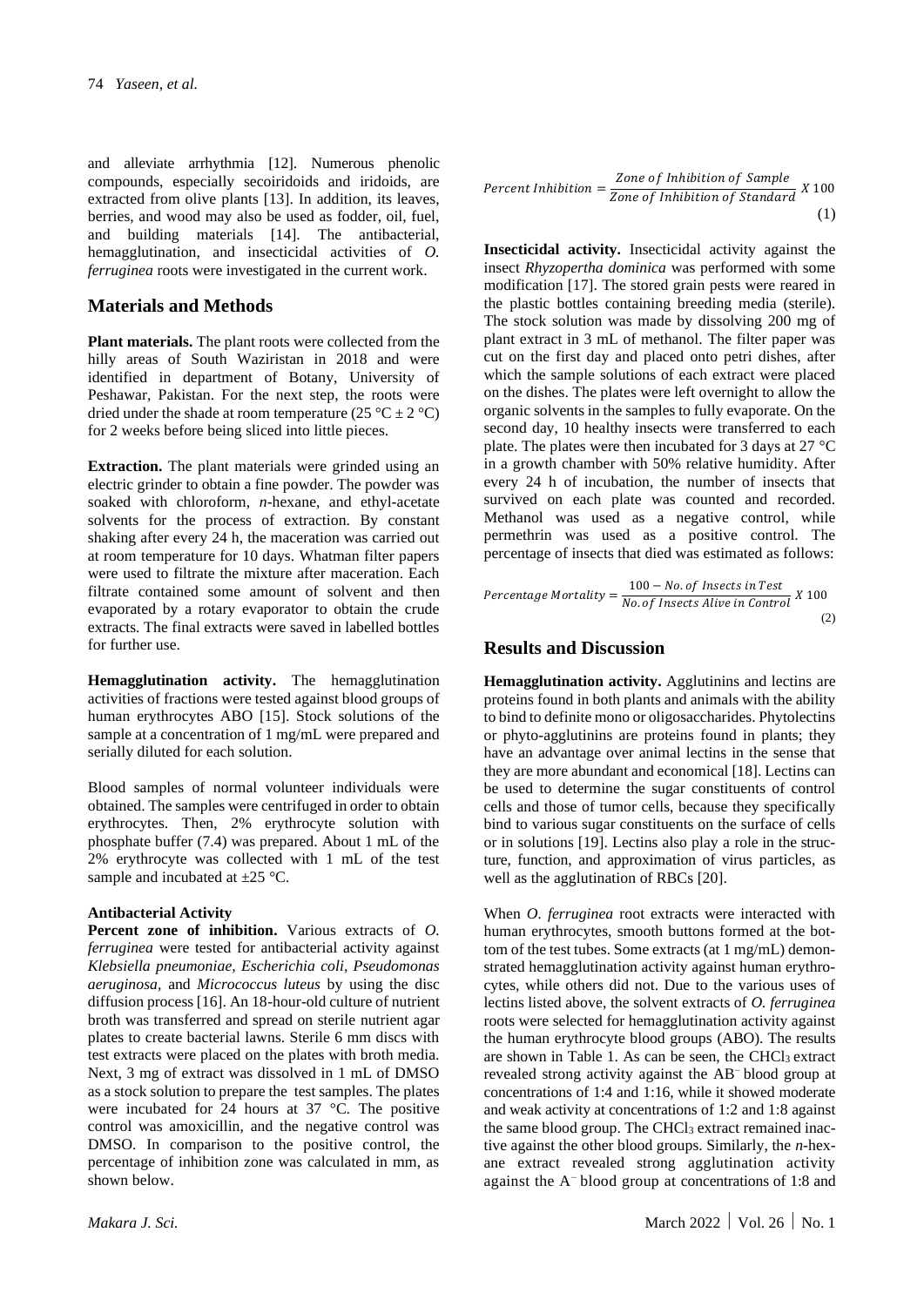and alleviate arrhythmia [12]. Numerous phenolic compounds, especially secoiridoids and iridoids, are extracted from olive plants [13]. In addition, its leaves, berries, and wood may also be used as fodder, oil, fuel, and building materials [14]. The antibacterial, hemagglutination, and insecticidal activities of *O. ferruginea* roots were investigated in the current work.

## Materials and Methods

**Plant materials.** The plant roots were collected from the hilly areas of South Waziristan in 2018 and were identified in department of Botany, University of Peshawar, Pakistan. For the next step, the roots were dried under the shade at room temperature (25 °C ± 2 °C) for 2 weeks before being sliced into little pieces.

**Extraction.** The plant materials were grinded using an electric grinder to obtain a fine powder. The powder was soaked with chloroform, *n*-hexane, and ethyl-acetate solvents for the process of extraction. By constant shaking after every 24 h, the maceration was carried out at room temperature for 10 days. Whatman filter papers were used to filtrate the mixture after maceration. Each filtrate contained some amount of solvent and then evaporated by a rotary evaporator to obtain the crude extracts. The final extracts were saved in labelled bottles for further use.

**Hemagglutination activity.** The hemagglutination activities of fractions were tested against blood groups of human erythrocytes ABO [15]. Stock solutions of the sample at a concentration of 1 mg/mL were prepared and serially diluted for each solution.

Blood samples of normal volunteer individuals were obtained. The samples were centrifuged in order to obtain erythrocytes. Then, 2% erythrocyte solution with phosphate buffer (7.4) was prepared. About 1 mL of the 2% erythrocyte was collected with 1 mL of the test sample and incubated at ±25 °C.

**Antibacterial Activity**

**Percent zone of inhibition.** Various extracts of *O. ferruginea* were tested for antibacterial activity against *Klebsiella pneumoniae, Escherichia coli, Pseudomonas aeruginosa*, and *Micrococcus luteus* by using the disc diffusion process [16]. An 18-hour-old culture of nutrient broth was transferred and spread on sterile nutrient agar plates to create bacterial lawns. Sterile 6 mm discs with test extracts were placed on the plates with broth media. Next, 3 mg of extract was dissolved in 1 mL of DMSO as a stock solution to prepare the test samples. The plates were incubated for 24 hours at 37 °C. The positive control was amoxicillin, and the negative control was DMSO. In comparison to the positive control, the percentage of inhibition zone was calculated in mm, as shown below.

$$Percent\ Inhibition = \frac{Zone\ of\ Inhibition\ of\ Sample}{Zone\ of\ Inhibition\ of\ Standard}\ X\ 100 \tag{1}$$

**Insecticidal activity.** Insecticidal activity against the insect *Rhyzopertha dominica* was performed with some modification [17]. The stored grain pests were reared in the plastic bottles containing breeding media (sterile). The stock solution was made by dissolving 200 mg of plant extract in 3 mL of methanol. The filter paper was cut on the first day and placed onto petri dishes, after which the sample solutions of each extract were placed on the dishes. The plates were left overnight to allow the organic solvents in the samples to fully evaporate. On the second day, 10 healthy insects were transferred to each plate. The plates were then incubated for 3 days at 27 °C in a growth chamber with 50% relative humidity. After every 24 h of incubation, the number of insects that survived on each plate was counted and recorded. Methanol was used as a negative control, while permethrin was used as a positive control. The percentage of insects that died was estimated as follows:

$$Percentage\ Mortality = \frac{100 - No.of\ Insects\ in\ Test}{No.of\ Insects\ Alive\ in\ Control}\ X\ 100 \tag{2}$$

## Results and Discussion

**Hemagglutination activity.** Agglutinins and lectins are proteins found in both plants and animals with the ability to bind to definite mono or oligosaccharides. Phytolectins or phyto-agglutinins are proteins found in plants; they have an advantage over animal lectins in the sense that they are more abundant and economical [18]. Lectins can be used to determine the sugar constituents of control cells and those of tumor cells, because they specifically bind to various sugar constituents on the surface of cells or in solutions [19]. Lectins also play a role in the structure, function, and approximation of virus particles, as well as the agglutination of RBCs [20].

When *O. ferruginea* root extracts were interacted with human erythrocytes, smooth buttons formed at the bottom of the test tubes. Some extracts (at 1 mg/mL) demonstrated hemagglutination activity against human erythrocytes, while others did not. Due to the various uses of lectins listed above, the solvent extracts of *O. ferruginea* roots were selected for hemagglutination activity against the human erythrocyte blood groups (ABO). The results are shown in Table 1. As can be seen, the $CHCl_3$ extract revealed strong activity against the $AB^-$ blood group at concentrations of 1:4 and 1:16, while it showed moderate and weak activity at concentrations of 1:2 and 1:8 against the same blood group. The $CHCl_3$ extract remained inactive against the other blood groups. Similarly, the *n*-hexane extract revealed strong agglutination activity against the $A^-$ blood group at concentrations of 1:8 and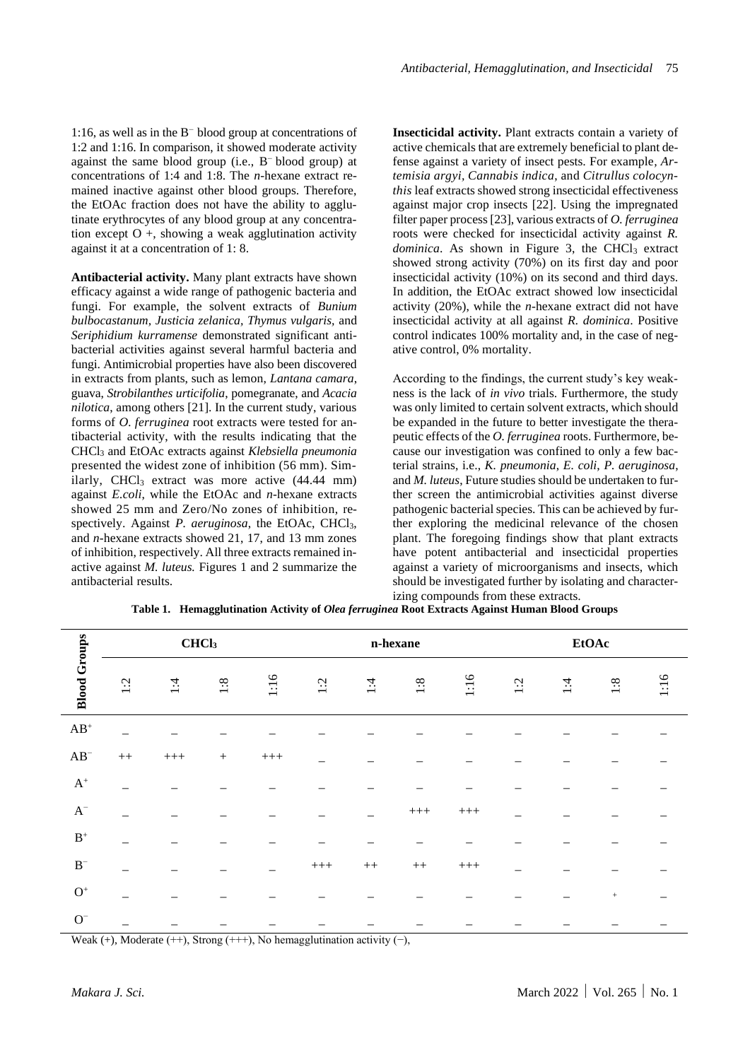1:16, as well as in the $B^-$ blood group at concentrations of 1:2 and 1:16. In comparison, it showed moderate activity against the same blood group (i.e., $B^-$ blood group) at concentrations of 1:4 and 1:8. The *n*-hexane extract remained inactive against other blood groups. Therefore, the EtOAc fraction does not have the ability to agglutinate erythrocytes of any blood group at any concentration except O +, showing a weak agglutination activity against it at a concentration of 1: 8.

**Antibacterial activity.** Many plant extracts have shown efficacy against a wide range of pathogenic bacteria and fungi. For example, the solvent extracts of *Bunium bulbocastanum*, *Justicia zelanica*, *Thymus vulgaris*, and *Seriphidium kurramense* demonstrated significant antibacterial activities against several harmful bacteria and fungi. Antimicrobial properties have also been discovered in extracts from plants, such as lemon, *Lantana camara*, guava, *Strobilanthes urticifolia*, pomegranate, and *Acacia nilotica*, among others [21]. In the current study, various forms of *O. ferruginea* root extracts were tested for antibacterial activity, with the results indicating that the $CHCl_3$ and EtOAc extracts against *Klebsiella pneumonia* presented the widest zone of inhibition (56 mm). Similarly, $CHCl_3$ extract was more active (44.44 mm) against *E.coli*, while the EtOAc and *n*-hexane extracts showed 25 mm and Zero/No zones of inhibition, respectively. Against *P. aeruginosa*, the EtOAc, $CHCl_3$, and *n*-hexane extracts showed 21, 17, and 13 mm zones of inhibition, respectively. All three extracts remained inactive against *M. luteus.* Figures 1 and 2 summarize the antibacterial results.

**Insecticidal activity.** Plant extracts contain a variety of active chemicals that are extremely beneficial to plant defense against a variety of insect pests. For example, *Artemisia argyi*, *Cannabis indica*, and *Citrullus colocynthis* leaf extracts showed strong insecticidal effectiveness against major crop insects [22]. Using the impregnated filter paper process [23], various extracts of *O. ferruginea* roots were checked for insecticidal activity against *R. dominica*. As shown in Figure 3, the $CHCl_3$ extract showed strong activity (70%) on its first day and poor insecticidal activity (10%) on its second and third days. In addition, the EtOAc extract showed low insecticidal activity (20%), while the *n*-hexane extract did not have insecticidal activity at all against *R. dominica*. Positive control indicates 100% mortality and, in the case of negative control, 0% mortality.

According to the findings, the current study's key weakness is the lack of *in vivo* trials. Furthermore, the study was only limited to certain solvent extracts, which should be expanded in the future to better investigate the therapeutic effects of the *O. ferruginea* roots. Furthermore, because our investigation was confined to only a few bacterial strains, i.e., *K. pneumonia*, *E. coli*, *P. aeruginosa*, and *M. luteus*, Future studies should be undertaken to further screen the antimicrobial activities against diverse pathogenic bacterial species. This can be achieved by further exploring the medicinal relevance of the chosen plant. The foregoing findings show that plant extracts have potent antibacterial and insecticidal properties against a variety of microorganisms and insects, which should be investigated further by isolating and characterizing compounds from these extracts.

**Table 1. Hemagglutination Activity of *Olea ferruginea* Root Extracts Against Human Blood Groups**

| Blood Groups | $CHCl_3$ | | | | n-hexane | | | | EtOAc | | | |
|---|---|---|---|---|---|---|---|---|---|---|---|---|
| | 1:2 | 1:4 | 1:8 | 1:16 | 1:2 | 1:4 | 1:8 | 1:16 | 1:2 | 1:4 | 1:8 | 1:16 |
| $AB^+$ | – | – | – | – | – | – | – | – | – | – | – | – |
| $AB^-$ | ++ | +++ | + | +++ | – | – | – | – | – | – | – | – |
| $A^+$ | – | – | – | – | – | – | – | – | – | – | – | – |
| $A^-$ | – | – | – | – | – | – | +++ | +++ | – | – | – | – |
| $B^+$ | – | – | – | – | – | – | – | – | – | – | – | – |
| $B^-$ | – | – | – | – | +++ | ++ | ++ | +++ | – | – | – | – |
| $O^+$ | – | – | – | – | – | – | – | – | – | – | + | – |
| $O^-$ | – | – | – | – | – | – | – | – | – | – | – | – |

Weak (+), Moderate (++), Strong (+++), No hemagglutination activity (−),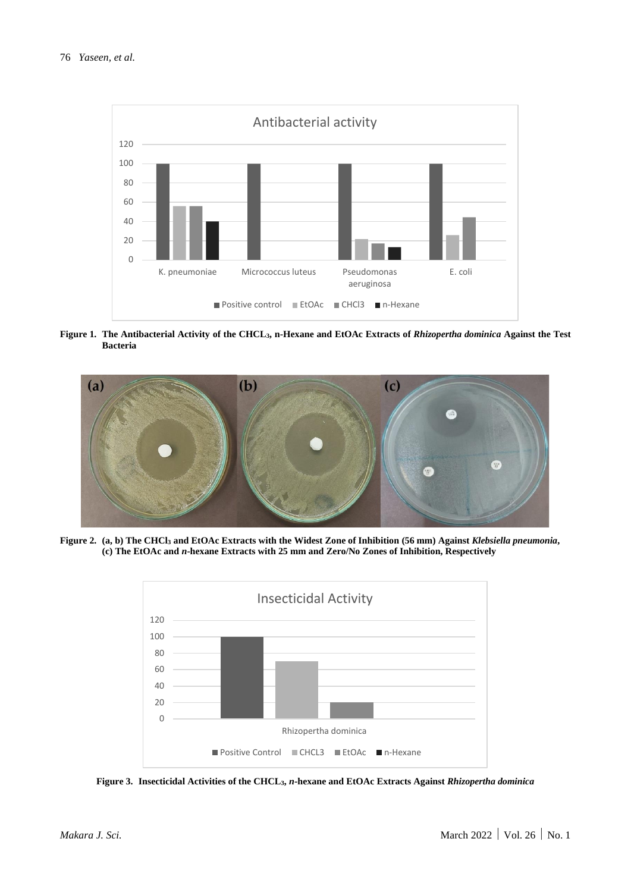**Figure 1. The Antibacterial Activity of the $CHCL_3$, n-Hexane and EtOAc Extracts of *Rhizopertha dominica* Against the Test Bacteria**

**Figure 2. (a, b) The $CHCl_3$ and EtOAc Extracts with the Widest Zone of Inhibition (56 mm) Against *Klebsiella pneumonia*, (c) The EtOAc and *n*-hexane Extracts with 25 mm and Zero/No Zones of Inhibition, Respectively**

**Figure 3. Insecticidal Activities of the $CHCL_3$, *n*-hexane and EtOAc Extracts Against *Rhizopertha dominica***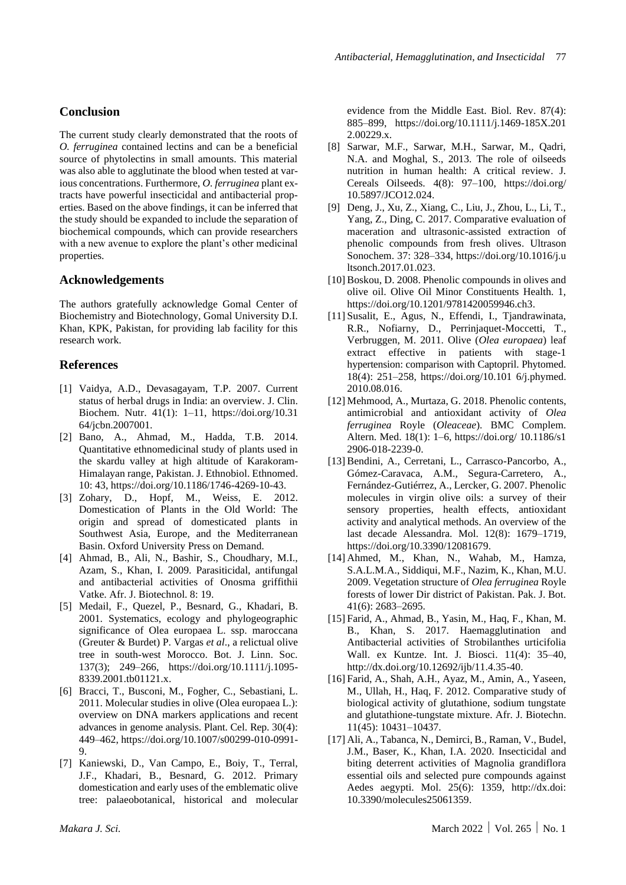## Conclusion

The current study clearly demonstrated that the roots of *O. ferruginea* contained lectins and can be a beneficial source of phytolectins in small amounts. This material was also able to agglutinate the blood when tested at various concentrations. Furthermore, *O. ferruginea* plant extracts have powerful insecticidal and antibacterial properties. Based on the above findings, it can be inferred that the study should be expanded to include the separation of biochemical compounds, which can provide researchers with a new avenue to explore the plant's other medicinal properties.

## Acknowledgements

The authors gratefully acknowledge Gomal Center of Biochemistry and Biotechnology, Gomal University D.I. Khan, KPK, Pakistan, for providing lab facility for this research work.

## References

[1] Vaidya, A.D., Devasagayam, T.P. 2007. Current status of herbal drugs in India: an overview. J. Clin. Biochem. Nutr. 41(1): 1–11, https://doi.org/10.3164/jcbn.2007001.

[2] Bano, A., Ahmad, M., Hadda, T.B. 2014. Quantitative ethnomedicinal study of plants used in the skardu valley at high altitude of Karakoram-Himalayan range, Pakistan. J. Ethnobiol. Ethnomed. 10: 43, https://doi.org/10.1186/1746-4269-10-43.

[3] Zohary, D., Hopf, M., Weiss, E. 2012. Domestication of Plants in the Old World: The origin and spread of domesticated plants in Southwest Asia, Europe, and the Mediterranean Basin. Oxford University Press on Demand.

[4] Ahmad, B., Ali, N., Bashir, S., Choudhary, M.I., Azam, S., Khan, I. 2009. Parasiticidal, antifungal and antibacterial activities of Onosma griffithii Vatke. Afr. J. Biotechnol. 8: 19.

[5] Medail, F., Quezel, P., Besnard, G., Khadari, B. 2001. Systematics, ecology and phylogeographic significance of Olea europaea L. ssp. maroccana (Greuter & Burdet) P. Vargas *et al*., a relictual olive tree in south-west Morocco. Bot. J. Linn. Soc. 137(3); 249–266, https://doi.org/10.1111/j.1095-8339.2001.tb01121.x.

[6] Bracci, T., Busconi, M., Fogher, C., Sebastiani, L. 2011. Molecular studies in olive (Olea europaea L.): overview on DNA markers applications and recent advances in genome analysis. Plant. Cel. Rep. 30(4): 449–462, https://doi.org/10.1007/s00299-010-0991-9.

[7] Kaniewski, D., Van Campo, E., Boiy, T., Terral, J.F., Khadari, B., Besnard, G. 2012. Primary domestication and early uses of the emblematic olive tree: palaeobotanical, historical and molecular evidence from the Middle East. Biol. Rev. 87(4): 885–899, https://doi.org/10.1111/j.1469-185X.2012.00229.x.

[8] Sarwar, M.F., Sarwar, M.H., Sarwar, M., Qadri, N.A. and Moghal, S., 2013. The role of oilseeds nutrition in human health: A critical review. J. Cereals Oilseeds. 4(8): 97–100, https://doi.org/10.5897/JCO12.024.

[9] Deng, J., Xu, Z., Xiang, C., Liu, J., Zhou, L., Li, T., Yang, Z., Ding, C. 2017. Comparative evaluation of maceration and ultrasonic-assisted extraction of phenolic compounds from fresh olives. Ultrason Sonochem. 37: 328–334, https://doi.org/10.1016/j.ultsonch.2017.01.023.

[10] Boskou, D. 2008. Phenolic compounds in olives and olive oil. Olive Oil Minor Constituents Health. 1, https://doi.org/10.1201/9781420059946.ch3.

[11] Susalit, E., Agus, N., Effendi, I., Tjandrawinata, R.R., Nofiarny, D., Perrinjaquet-Moccetti, T., Verbruggen, M. 2011. Olive (*Olea europaea*) leaf extract effective in patients with stage-1 hypertension: comparison with Captopril. Phytomed. 18(4): 251–258, https://doi.org/10.101 6/j.phymed.2010.08.016.

[12] Mehmood, A., Murtaza, G. 2018. Phenolic contents, antimicrobial and antioxidant activity of *Olea ferruginea* Royle (*Oleaceae*). BMC Complem. Altern. Med. 18(1): 1–6, https://doi.org/ 10.1186/s12906-018-2239-0.

[13] Bendini, A., Cerretani, L., Carrasco-Pancorbo, A., Gómez-Caravaca, A.M., Segura-Carretero, A., Fernández-Gutiérrez, A., Lercker, G. 2007. Phenolic molecules in virgin olive oils: a survey of their sensory properties, health effects, antioxidant activity and analytical methods. An overview of the last decade Alessandra. Mol. 12(8): 1679–1719, https://doi.org/10.3390/12081679.

[14] Ahmed, M., Khan, N., Wahab, M., Hamza, S.A.L.M.A., Siddiqui, M.F., Nazim, K., Khan, M.U. 2009. Vegetation structure of *Olea ferruginea* Royle forests of lower Dir district of Pakistan. Pak. J. Bot. 41(6): 2683–2695.

[15] Farid, A., Ahmad, B., Yasin, M., Haq, F., Khan, M. B., Khan, S. 2017. Haemagglutination and Antibacterial activities of Strobilanthes urticifolia Wall. ex Kuntze. Int. J. Biosci. 11(4): 35–40, http://dx.doi.org/10.12692/ijb/11.4.35-40.

[16] Farid, A., Shah, A.H., Ayaz, M., Amin, A., Yaseen, M., Ullah, H., Haq, F. 2012. Comparative study of biological activity of glutathione, sodium tungstate and glutathione-tungstate mixture. Afr. J. Biotechn. 11(45): 10431–10437.

[17] Ali, A., Tabanca, N., Demirci, B., Raman, V., Budel, J.M., Baser, K., Khan, I.A. 2020. Insecticidal and biting deterrent activities of Magnolia grandiflora essential oils and selected pure compounds against Aedes aegypti. Mol. 25(6): 1359, http://dx.doi: 10.3390/molecules25061359.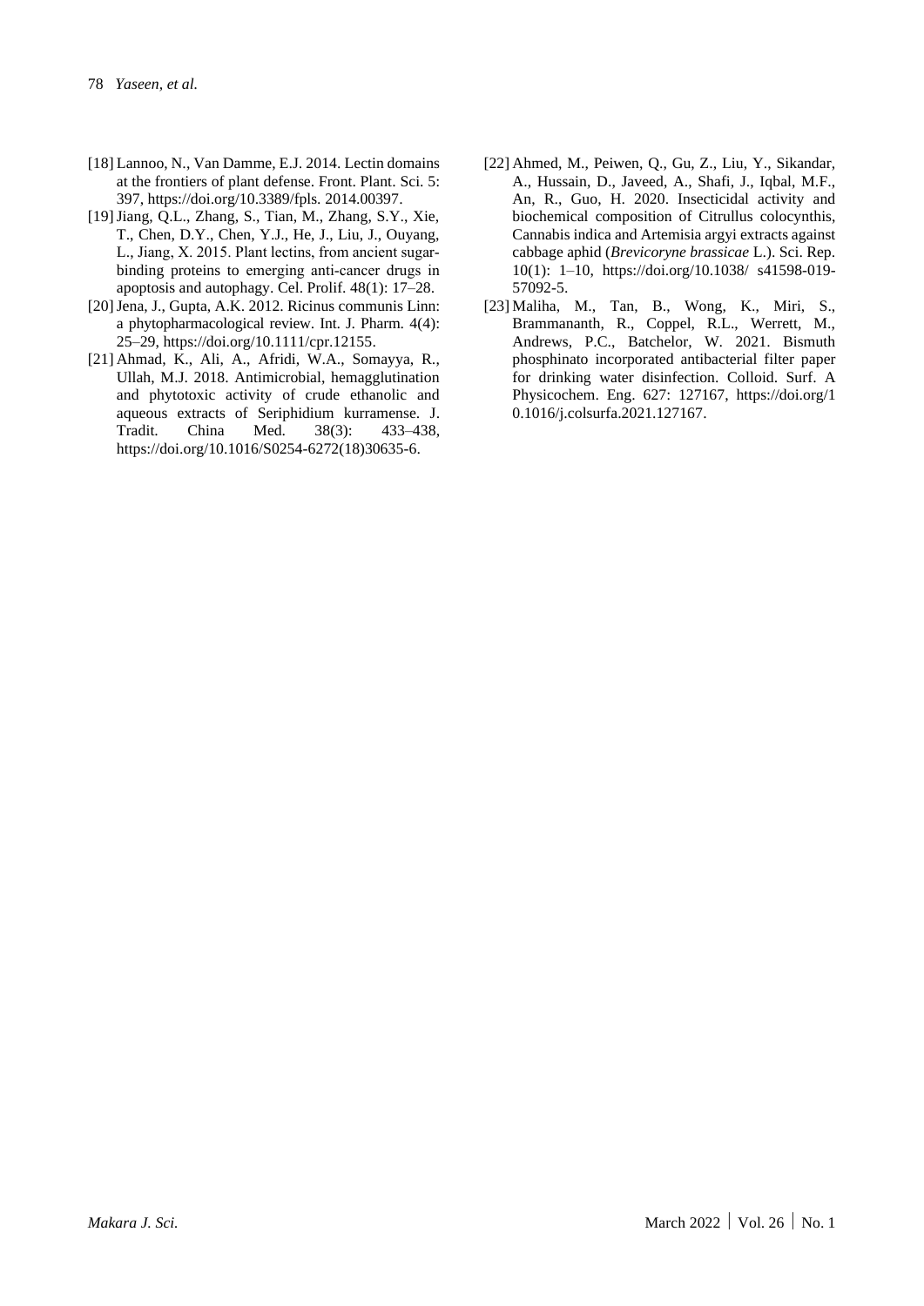[18] Lannoo, N., Van Damme, E.J. 2014. Lectin domains at the frontiers of plant defense. Front. Plant. Sci. 5: 397, https://doi.org/10.3389/fpls. 2014.00397.

[19] Jiang, Q.L., Zhang, S., Tian, M., Zhang, S.Y., Xie, T., Chen, D.Y., Chen, Y.J., He, J., Liu, J., Ouyang, L., Jiang, X. 2015. Plant lectins, from ancient sugar-binding proteins to emerging anti-cancer drugs in apoptosis and autophagy. Cel. Prolif. 48(1): 17–28.

[20] Jena, J., Gupta, A.K. 2012. Ricinus communis Linn: a phytopharmacological review. Int. J. Pharm. 4(4): 25–29, https://doi.org/10.1111/cpr.12155.

[21] Ahmad, K., Ali, A., Afridi, W.A., Somayya, R., Ullah, M.J. 2018. Antimicrobial, hemagglutination and phytotoxic activity of crude ethanolic and aqueous extracts of Seriphidium kurramense. J. Tradit. China Med. 38(3): 433–438, https://doi.org/10.1016/S0254-6272(18)30635-6.

[22] Ahmed, M., Peiwen, Q., Gu, Z., Liu, Y., Sikandar, A., Hussain, D., Javeed, A., Shafi, J., Iqbal, M.F., An, R., Guo, H. 2020. Insecticidal activity and biochemical composition of Citrullus colocynthis, Cannabis indica and Artemisia argyi extracts against cabbage aphid (*Brevicoryne brassicae* L.). Sci. Rep. 10(1): 1–10, https://doi.org/10.1038/ s41598-019-57092-5.

[23] Maliha, M., Tan, B., Wong, K., Miri, S., Brammananth, R., Coppel, R.L., Werrett, M., Andrews, P.C., Batchelor, W. 2021. Bismuth phosphinato incorporated antibacterial filter paper for drinking water disinfection. Colloid. Surf. A Physicochem. Eng. 627: 127167, https://doi.org/10.1016/j.colsurfa.2021.127167.